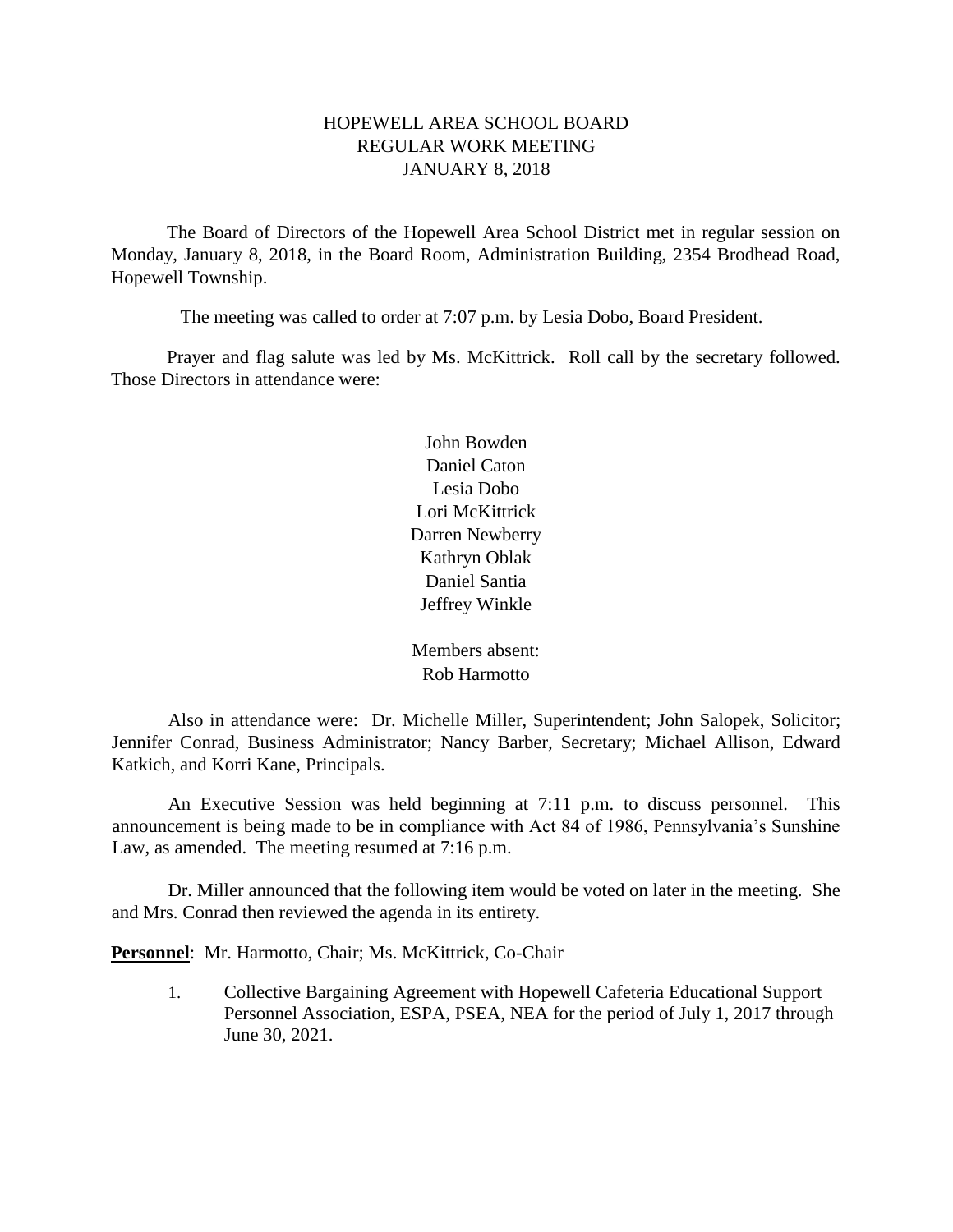# HOPEWELL AREA SCHOOL BOARD
## REGULAR WORK MEETING
## JANUARY 8, 2018

The Board of Directors of the Hopewell Area School District met in regular session on Monday, January 8, 2018, in the Board Room, Administration Building, 2354 Brodhead Road, Hopewell Township.

The meeting was called to order at 7:07 p.m. by Lesia Dobo, Board President.

Prayer and flag salute was led by Ms. McKittrick. Roll call by the secretary followed. Those Directors in attendance were:

John Bowden
Daniel Caton
Lesia Dobo
Lori McKittrick
Darren Newberry
Kathryn Oblak
Daniel Santia
Jeffrey Winkle

Members absent:
Rob Harmotto

Also in attendance were: Dr. Michelle Miller, Superintendent; John Salopek, Solicitor; Jennifer Conrad, Business Administrator; Nancy Barber, Secretary; Michael Allison, Edward Katkich, and Korri Kane, Principals.

An Executive Session was held beginning at 7:11 p.m. to discuss personnel. This announcement is being made to be in compliance with Act 84 of 1986, Pennsylvania's Sunshine Law, as amended. The meeting resumed at 7:16 p.m.

Dr. Miller announced that the following item would be voted on later in the meeting. She and Mrs. Conrad then reviewed the agenda in its entirety.

**Personnel**: Mr. Harmotto, Chair; Ms. McKittrick, Co-Chair

1. Collective Bargaining Agreement with Hopewell Cafeteria Educational Support Personnel Association, ESPA, PSEA, NEA for the period of July 1, 2017 through June 30, 2021.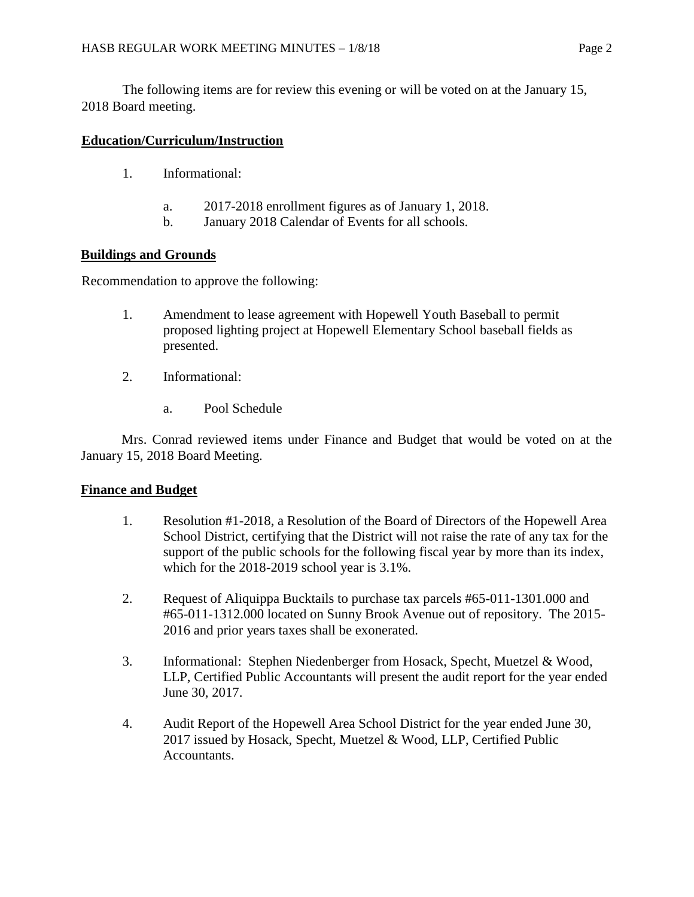The following items are for review this evening or will be voted on at the January 15, 2018 Board meeting.

**Education/Curriculum/Instruction**

1. Informational:

    a. 2017-2018 enrollment figures as of January 1, 2018.
    b. January 2018 Calendar of Events for all schools.

**Buildings and Grounds**

Recommendation to approve the following:

1. Amendment to lease agreement with Hopewell Youth Baseball to permit proposed lighting project at Hopewell Elementary School baseball fields as presented.

2. Informational:

    a. Pool Schedule

Mrs. Conrad reviewed items under Finance and Budget that would be voted on at the January 15, 2018 Board Meeting.

**Finance and Budget**

1. Resolution #1-2018, a Resolution of the Board of Directors of the Hopewell Area School District, certifying that the District will not raise the rate of any tax for the support of the public schools for the following fiscal year by more than its index, which for the 2018-2019 school year is 3.1%.

2. Request of Aliquippa Bucktails to purchase tax parcels #65-011-1301.000 and #65-011-1312.000 located on Sunny Brook Avenue out of repository. The 2015-2016 and prior years taxes shall be exonerated.

3. Informational: Stephen Niedenberger from Hosack, Specht, Muetzel & Wood, LLP, Certified Public Accountants will present the audit report for the year ended June 30, 2017.

4. Audit Report of the Hopewell Area School District for the year ended June 30, 2017 issued by Hosack, Specht, Muetzel & Wood, LLP, Certified Public Accountants.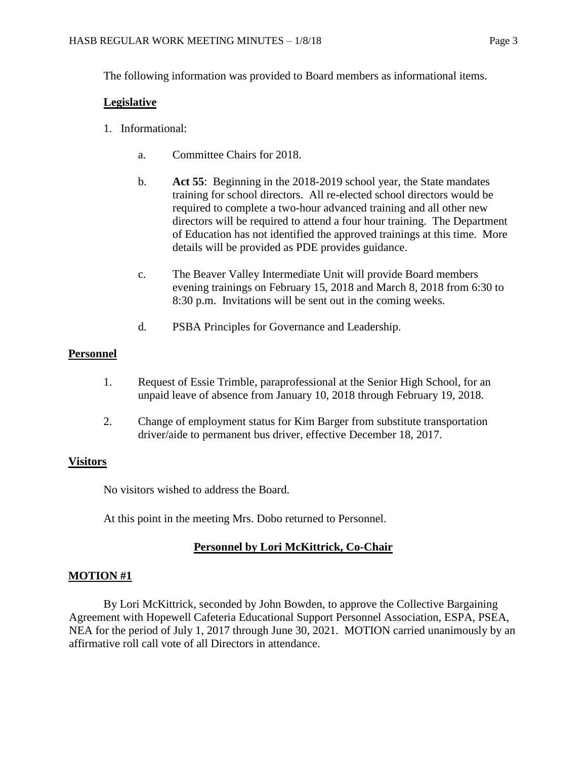The following information was provided to Board members as informational items.

**Legislative**

1. Informational:

   a. Committee Chairs for 2018.

   b. **Act 55**: Beginning in the 2018-2019 school year, the State mandates training for school directors. All re-elected school directors would be required to complete a two-hour advanced training and all other new directors will be required to attend a four hour training. The Department of Education has not identified the approved trainings at this time. More details will be provided as PDE provides guidance.

   c. The Beaver Valley Intermediate Unit will provide Board members evening trainings on February 15, 2018 and March 8, 2018 from 6:30 to 8:30 p.m. Invitations will be sent out in the coming weeks.

   d. PSBA Principles for Governance and Leadership.

**Personnel**

1. Request of Essie Trimble, paraprofessional at the Senior High School, for an unpaid leave of absence from January 10, 2018 through February 19, 2018.

2. Change of employment status for Kim Barger from substitute transportation driver/aide to permanent bus driver, effective December 18, 2017.

**Visitors**

No visitors wished to address the Board.

At this point in the meeting Mrs. Dobo returned to Personnel.

## Personnel by Lori McKittrick, Co-Chair

**MOTION #1**

By Lori McKittrick, seconded by John Bowden, to approve the Collective Bargaining Agreement with Hopewell Cafeteria Educational Support Personnel Association, ESPA, PSEA, NEA for the period of July 1, 2017 through June 30, 2021. MOTION carried unanimously by an affirmative roll call vote of all Directors in attendance.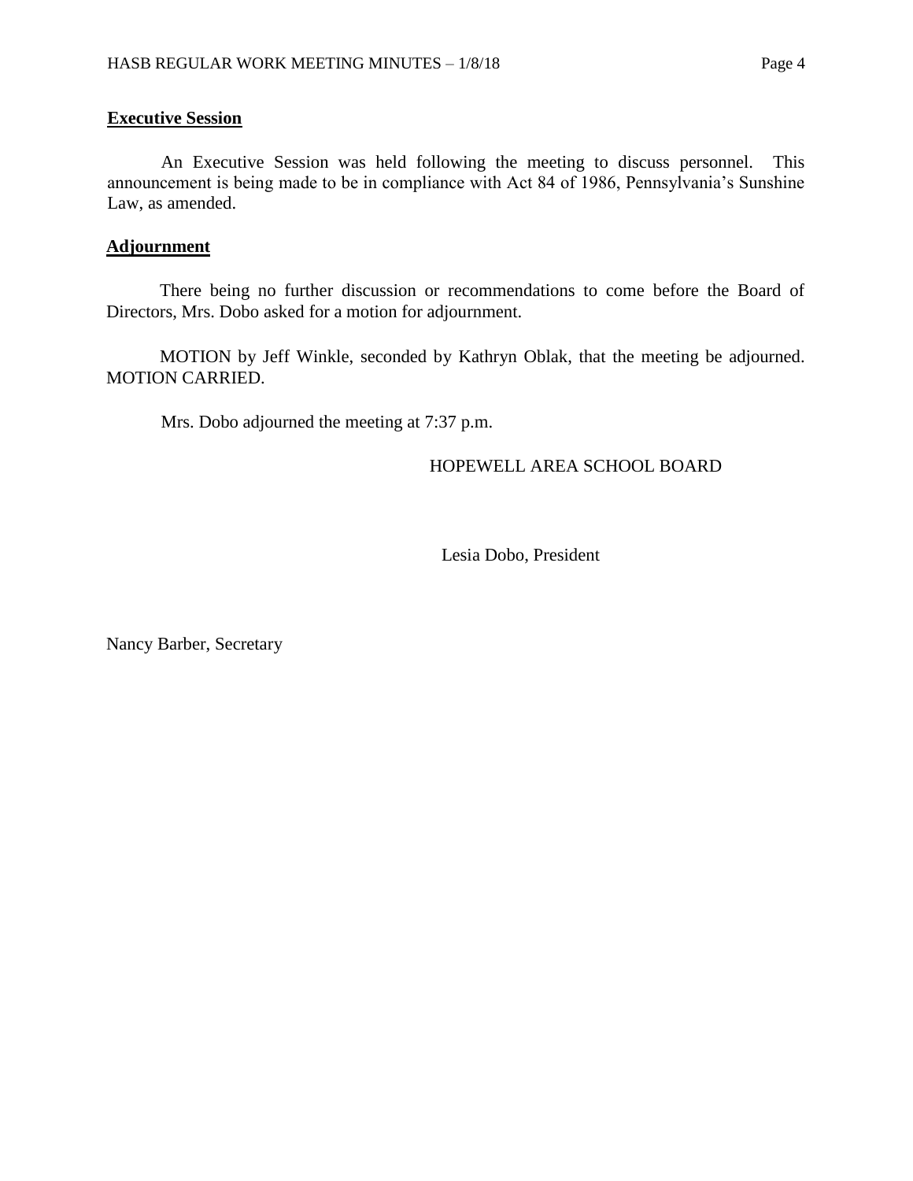## Executive Session

An Executive Session was held following the meeting to discuss personnel. This announcement is being made to be in compliance with Act 84 of 1986, Pennsylvania's Sunshine Law, as amended.

## Adjournment

There being no further discussion or recommendations to come before the Board of Directors, Mrs. Dobo asked for a motion for adjournment.

MOTION by Jeff Winkle, seconded by Kathryn Oblak, that the meeting be adjourned. MOTION CARRIED.

Mrs. Dobo adjourned the meeting at 7:37 p.m.

HOPEWELL AREA SCHOOL BOARD

Lesia Dobo, President

Nancy Barber, Secretary